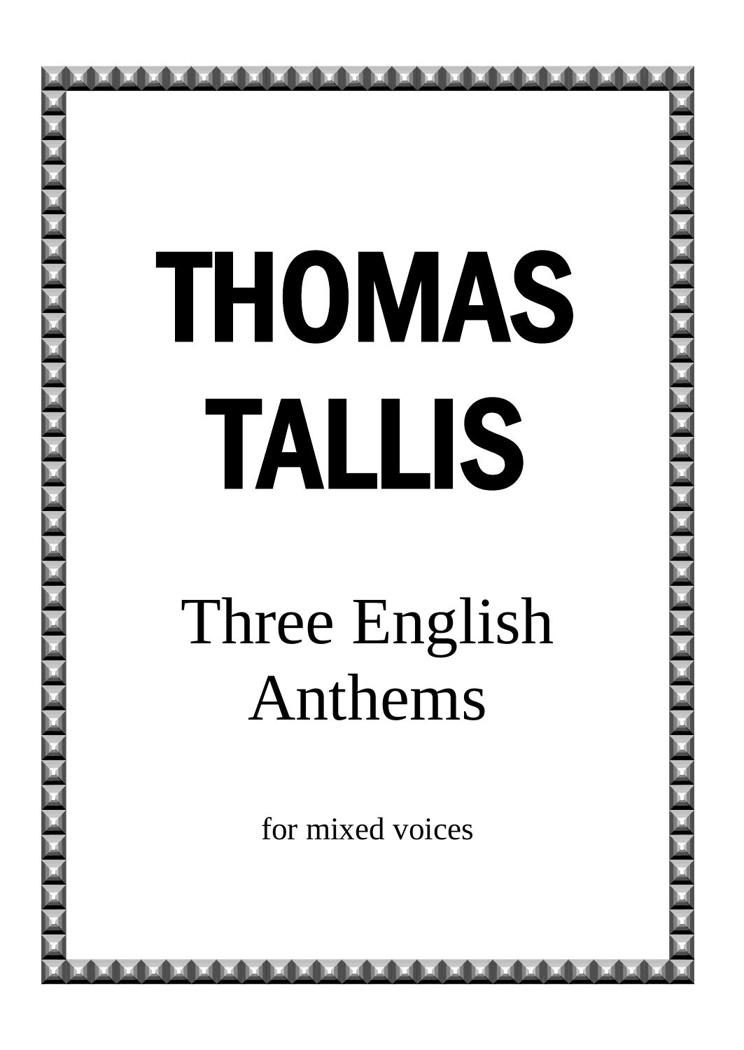# THOMAS TALLIS

## Three English Anthems

for mixed voices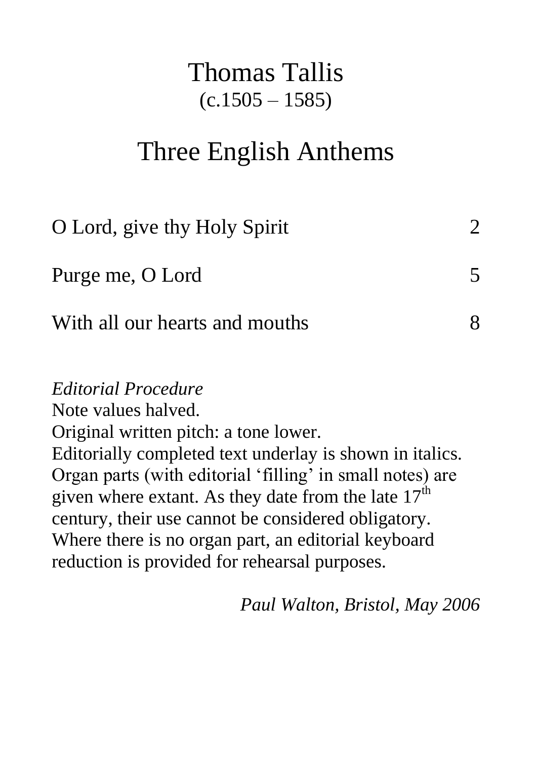# Thomas Tallis

(c.1505 – 1585)

## Three English Anthems

| | |
|---|---|
| O Lord, give thy Holy Spirit | 2 |
| Purge me, O Lord | 5 |
| With all our hearts and mouths | 8 |

*Editorial Procedure*

Note values halved.
Original written pitch: a tone lower.
Editorially completed text underlay is shown in italics.
Organ parts (with editorial 'filling' in small notes) are given where extant. As they date from the late 17th century, their use cannot be considered obligatory.
Where there is no organ part, an editorial keyboard reduction is provided for rehearsal purposes.

*Paul Walton, Bristol, May 2006*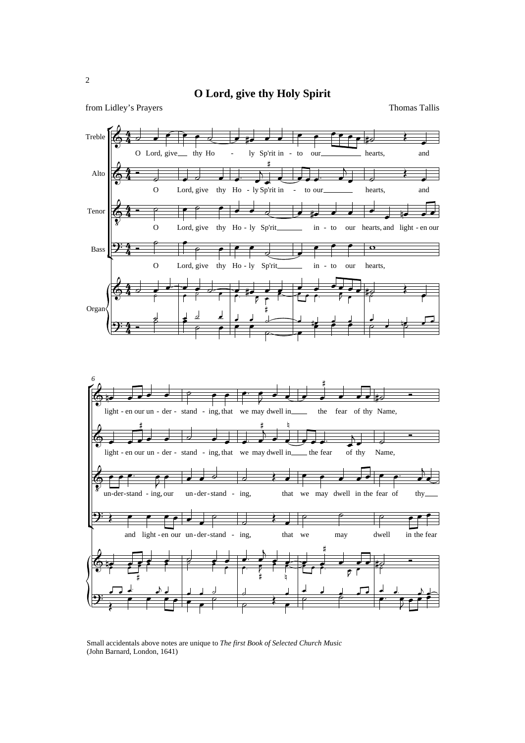# O Lord, give thy Holy Spirit

from Lidley's Prayers

Thomas Tallis

Small accidentals above notes are unique to *The first Book of Selected Church Music* (John Barnard, London, 1641)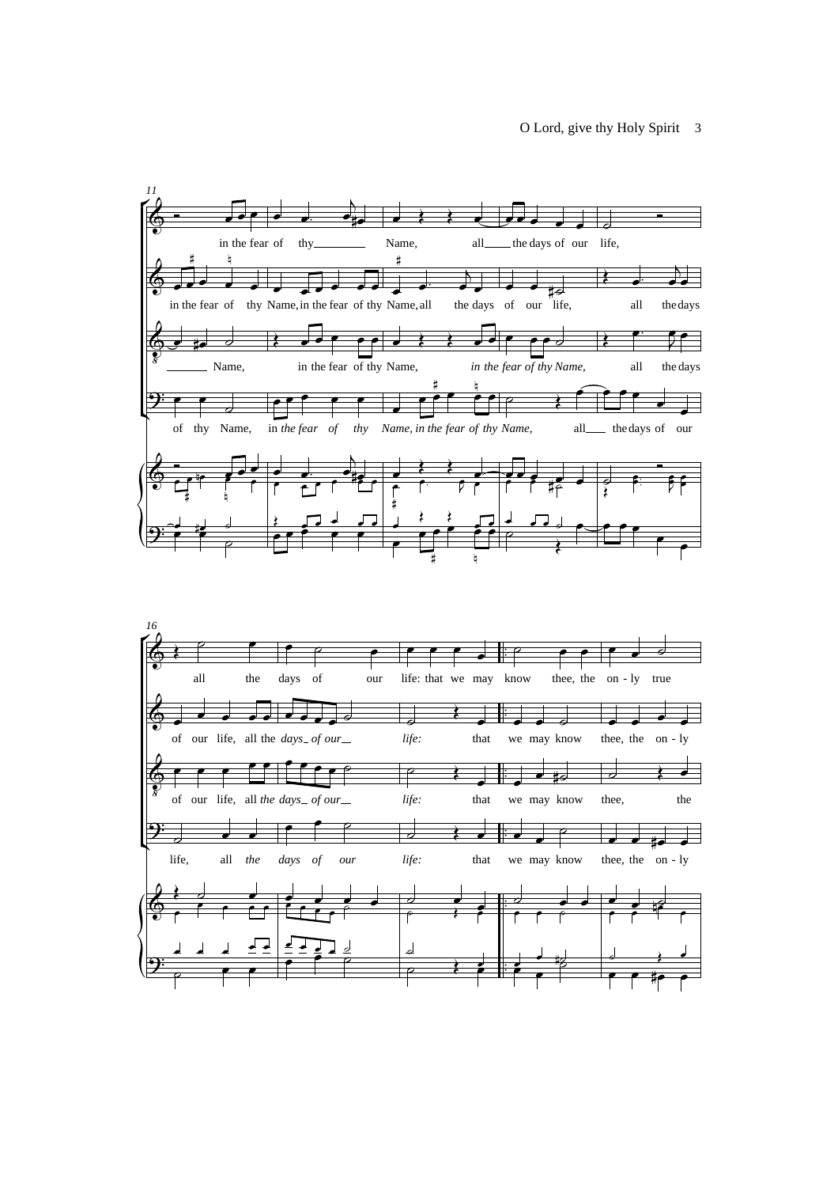11

in the fear of thy Name, all the days of our life,

in the fear of thy Name, in the fear of thy Name, all the days of our life, all the days

Name, in the fear of thy Name, *in the fear of thy Name,* all the days

of thy Name, in *the fear of thy Name, in the fear of thy Name,* all the days of our

16

all the days of our life: that we may know thee, the on - ly true

of our life, all the *days of our life:* that we may know thee, the on - ly

of our life, all *the days of our life:* that we may know thee, the

life, all *the days of our life:* that we may know thee, the on - ly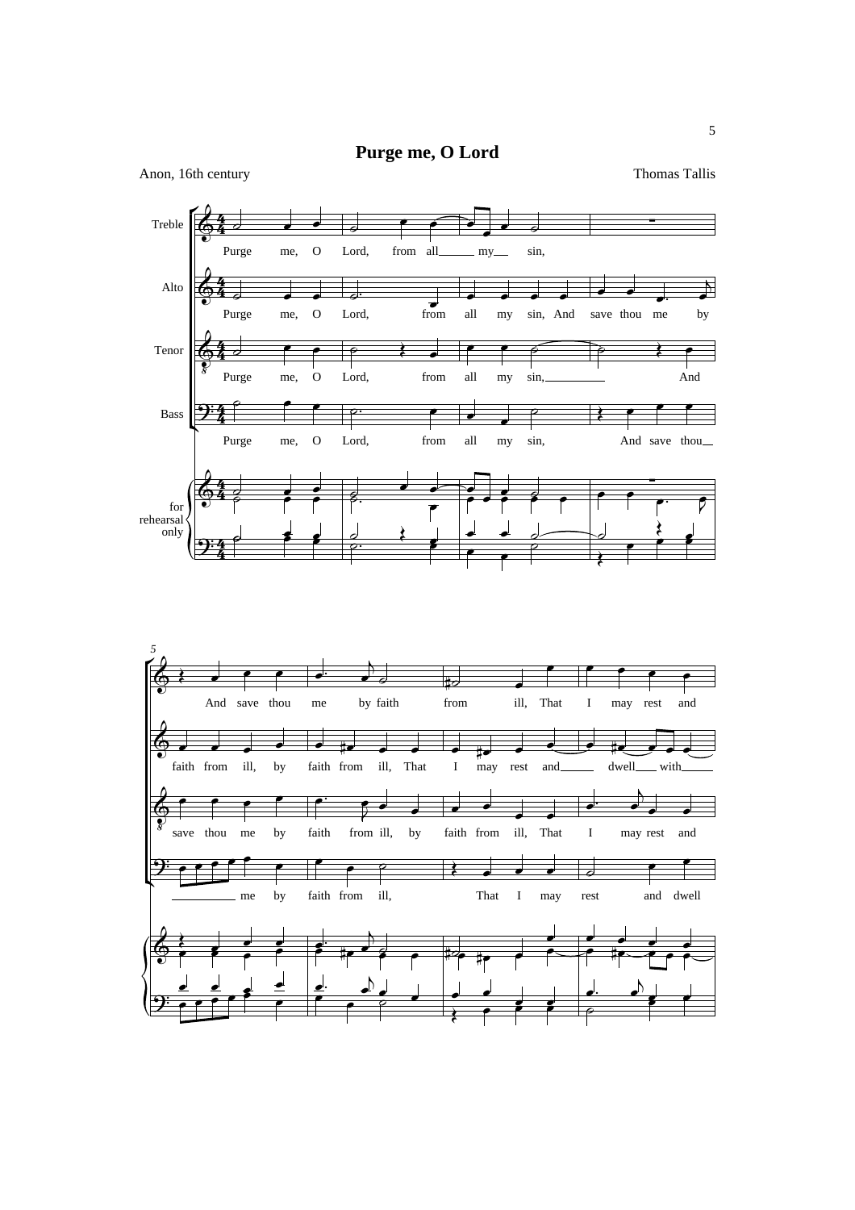# Purge me, O Lord

Anon, 16th century

Thomas Tallis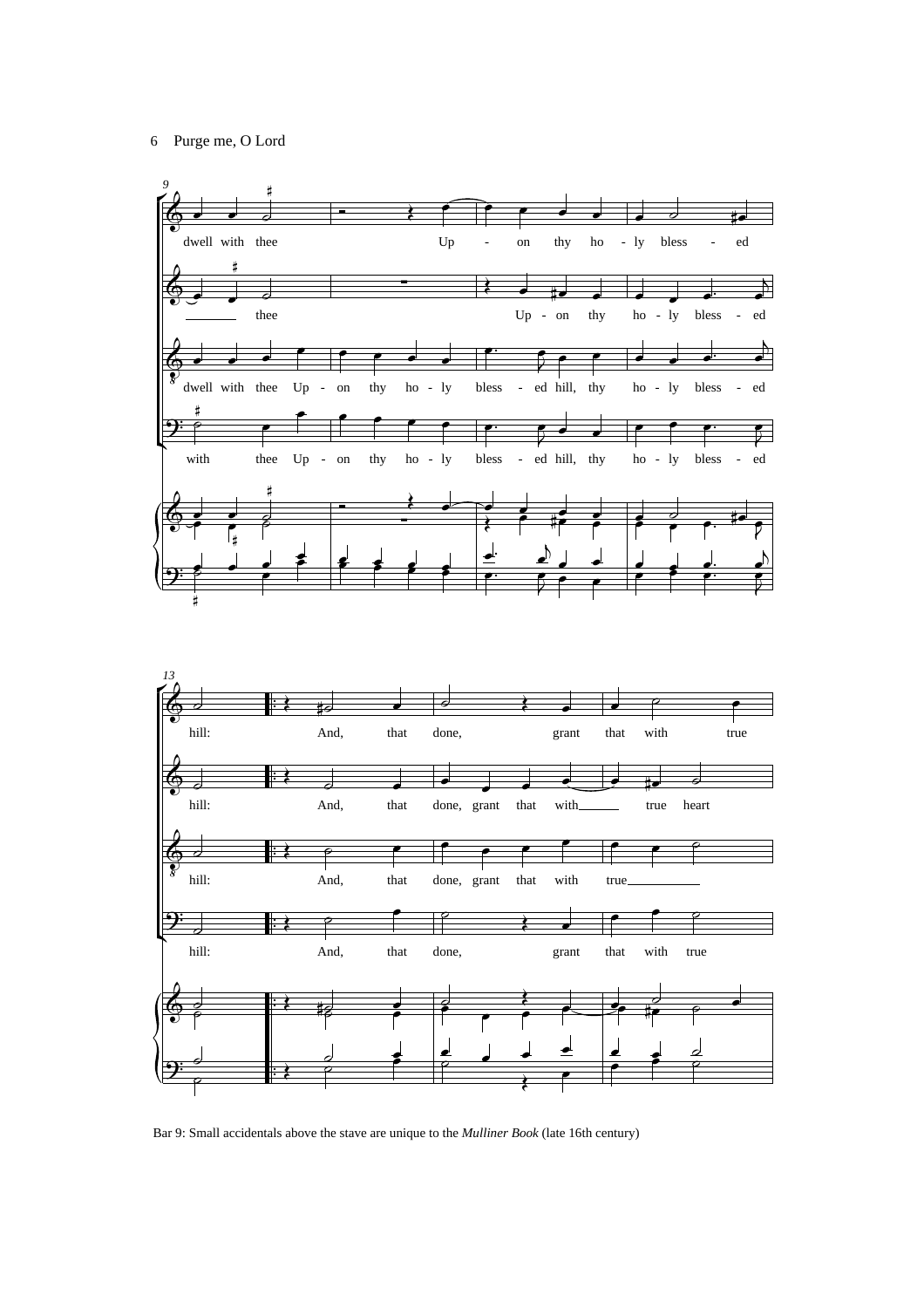Bar 9: Small accidentals above the stave are unique to the *Mulliner Book* (late 16th century)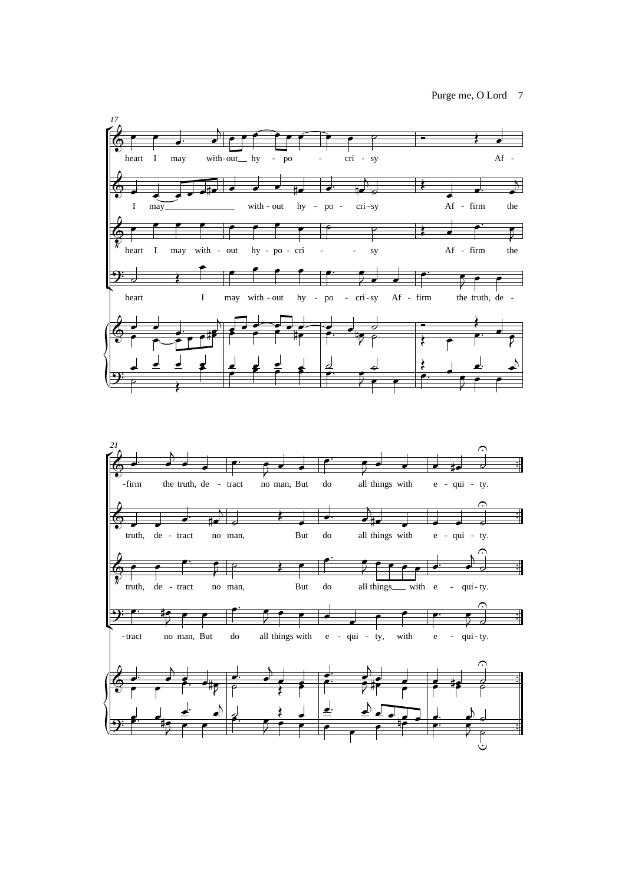17

heart I may with-out hy - po - cri - sy Af -

I may with - out hy - po - cri - sy Af - firm the

heart I may with - out hy - po - cri - sy Af - firm the

heart I may with - out hy - po - cri - sy Af - firm the truth, de -

21

-firm the truth, de - tract no man, But do all things with e - qui - ty.

truth, de - tract no man, But do all things with e - qui - ty.

truth, de - tract no man, But do all things with e - qui - ty.

-tract no man, But do all things with e - qui - ty, with e - qui - ty.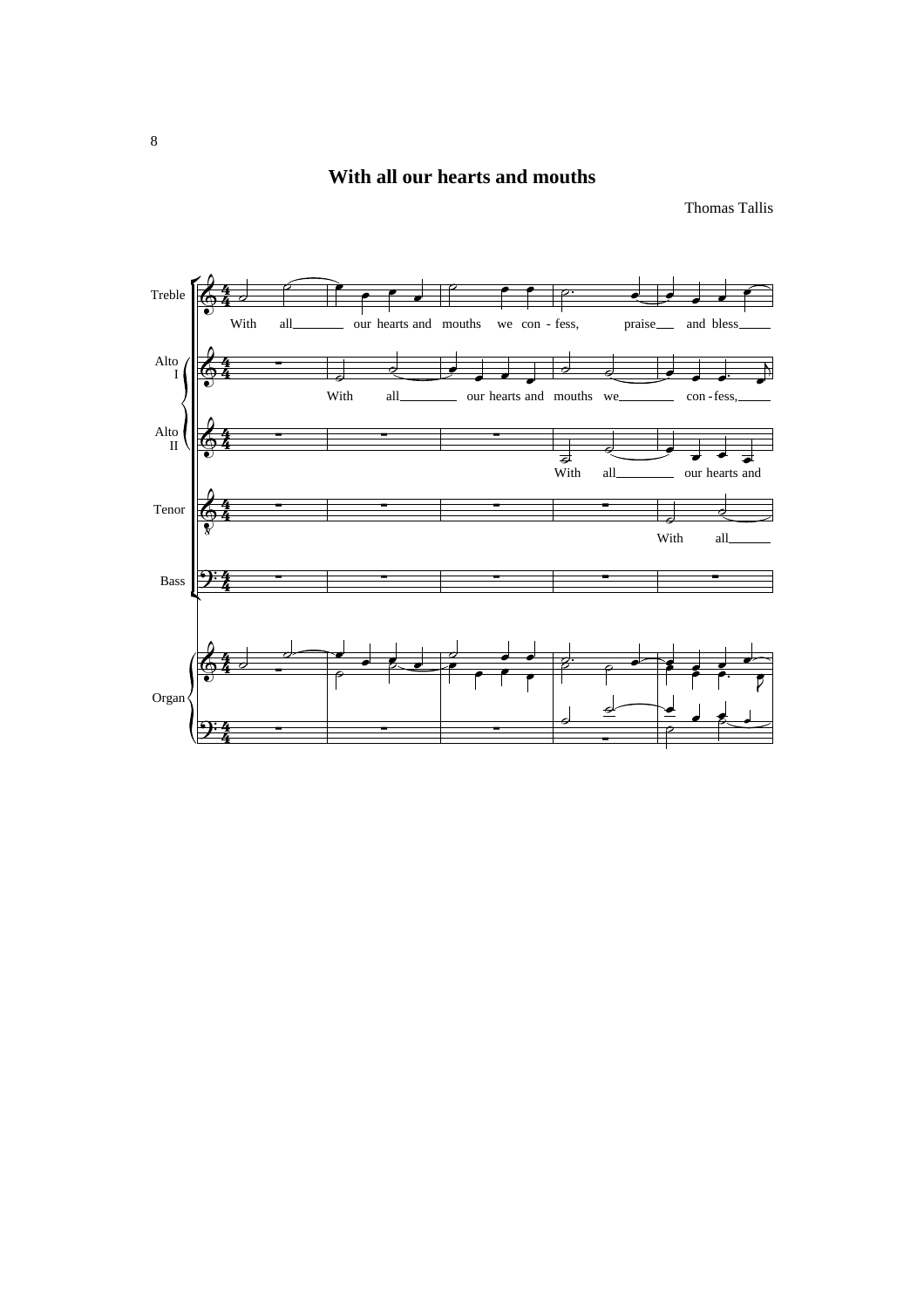# With all our hearts and mouths

Thomas Tallis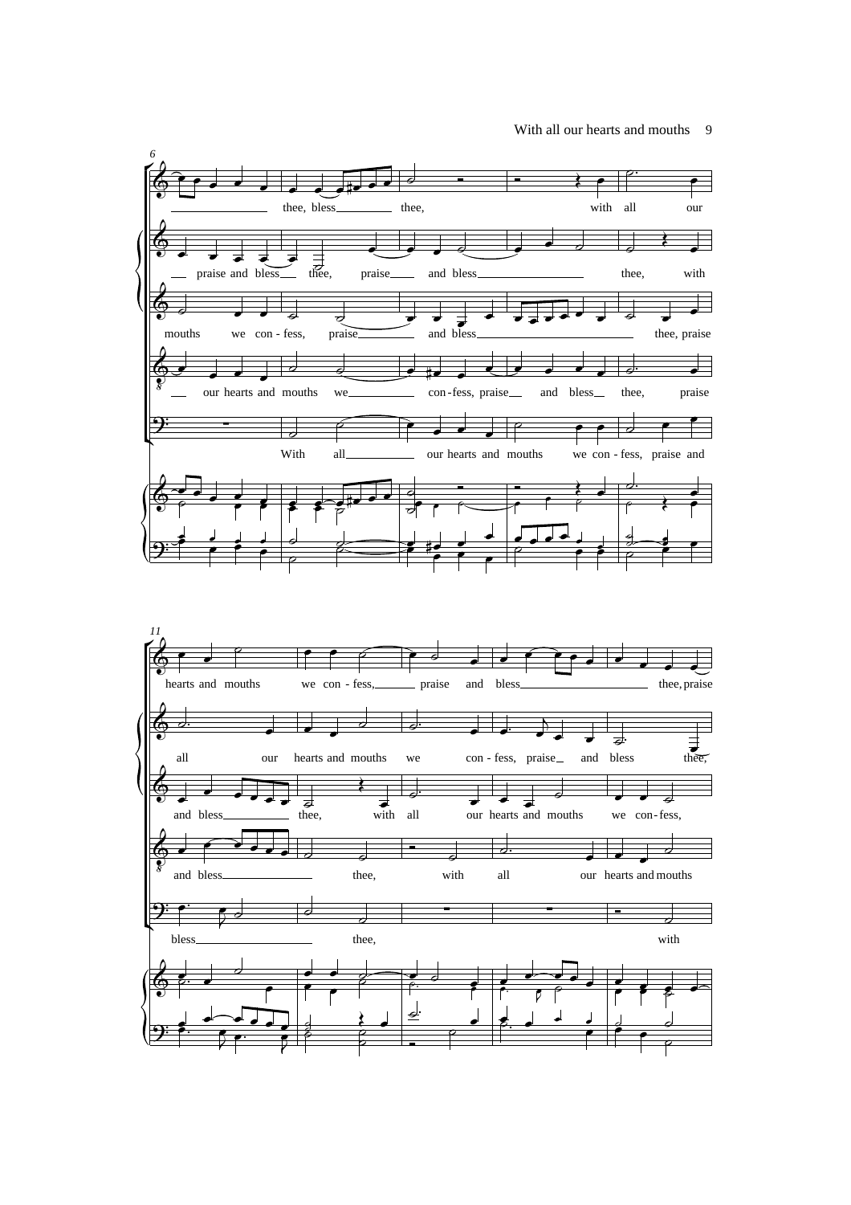6

thee, bless thee, with all our

praise and bless thee, praise and bless thee, with

mouths we con - fess, praise and bless thee, praise

our hearts and mouths we con - fess, praise and bless thee, praise

With all our hearts and mouths we con - fess, praise and

11

hearts and mouths we con - fess, praise and bless thee, praise

all our hearts and mouths we con - fess, praise and bless thee,

and bless thee, with all our hearts and mouths we con - fess,

and bless thee, with all our hearts and mouths

bless thee, with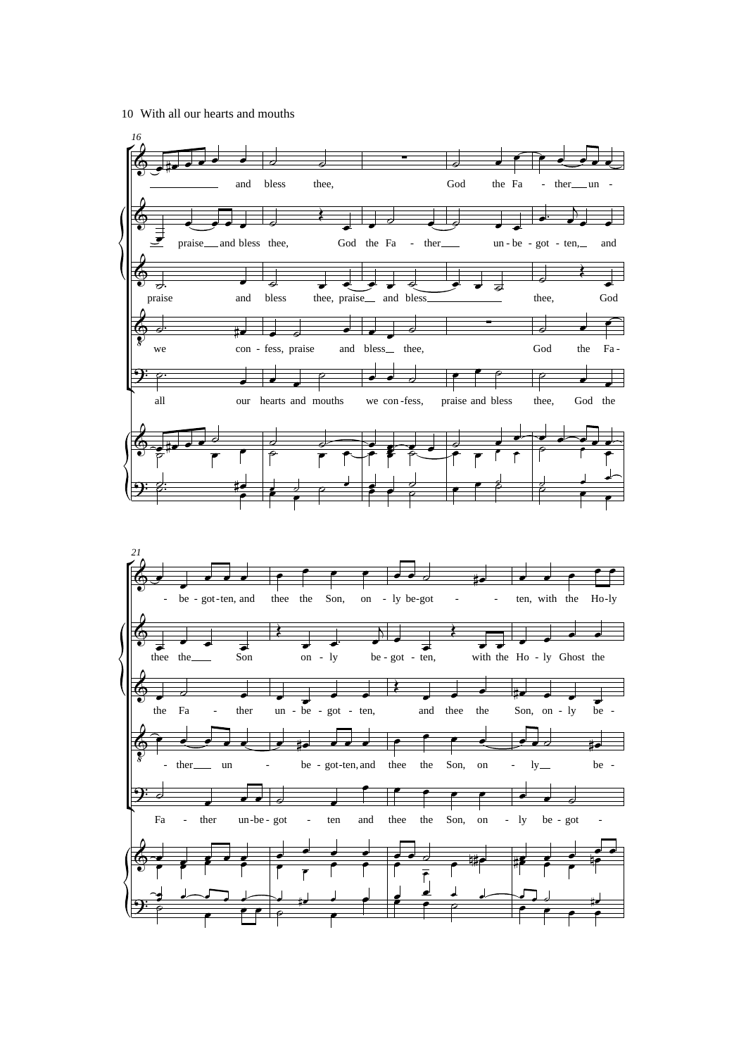10 With all our hearts and mouths

16

and bless thee, God the Fa - ther un -

praise and bless thee, God the Fa - ther un - be - got - ten, and

praise and bless thee, praise and bless thee, God

we con - fess, praise and bless thee, God the Fa -

all our hearts and mouths we con - fess, praise and bless thee, God the

21

- be - got - ten, and thee the Son, on - ly be - got - - ten, with the Ho - ly

thee the Son on - ly be - got - ten, with the Ho - ly Ghost the

the Fa - ther un - be - got - ten, and thee the Son, on - ly be -

- ther un - be - got - ten, and thee the Son, on - ly be -

Fa - ther un - be - got - ten and thee the Son, on - ly be - got -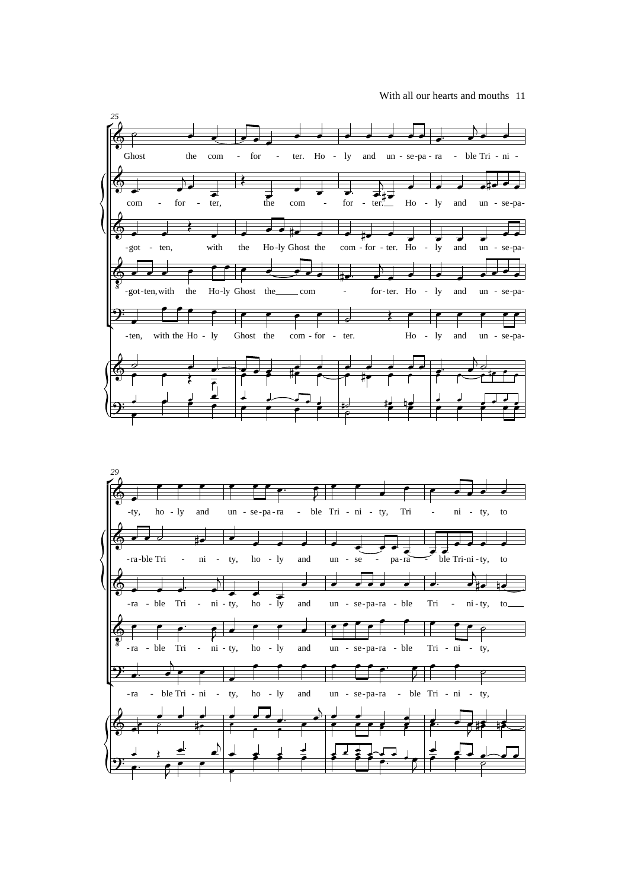25

Ghost the com - for - ter. Ho - ly and un - se - pa - ra - ble Tri - ni -

com - for - ter, the com - for - ter. Ho - ly and un - se - pa-

-got - ten, with the Ho - ly Ghost the com - for - ter. Ho - ly and un - se - pa-

-got - ten, with the Ho - ly Ghost the com - for - ter. Ho - ly and un - se - pa-

-ten, with the Ho - ly Ghost the com - for - ter. Ho - ly and un - se - pa-

29

-ty, ho - ly and un - se - pa - ra - ble Tri - ni - ty, Tri - ni - ty, to

-ra - ble Tri - ni - ty, ho - ly and un - se - pa - ra - ble Tri - ni - ty, to

-ra - ble Tri - ni - ty, ho - ly and un - se - pa - ra - ble Tri - ni - ty, to

-ra - ble Tri - ni - ty, ho - ly and un - se - pa - ra - ble Tri - ni - ty,

-ra - ble Tri - ni - ty, ho - ly and un - se - pa - ra - ble Tri - ni - ty,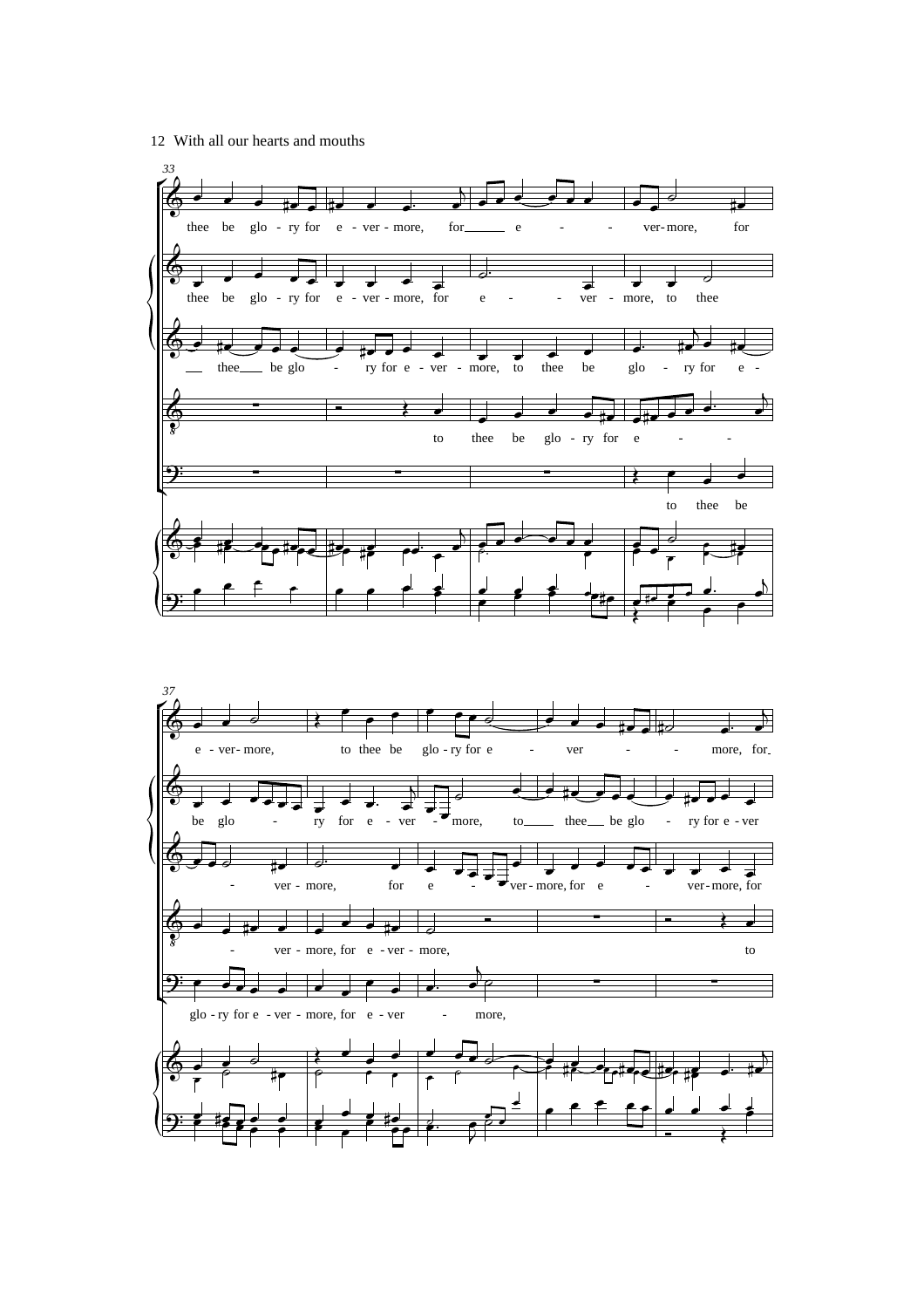With all our hearts and mouths

33

thee be glo - ry for e - ver - more, for e - - - ver - more, for

thee be glo - ry for e - ver - more, for e - - ver - more, to thee

thee be glo - ry for e - ver - more, to thee be glo - ry for e -

to thee be glo - ry for e - - -

to thee be

37

e - ver - more, to thee be glo - ry for e - ver - - more, for

be glo - ry for e - ver - more, to thee be glo - ry for e - ver

- ver - more, for e - ver - more, for e - ver - more, for

- ver - more, for e - ver - more, to

glo - ry for e - ver - more, for e - ver - more,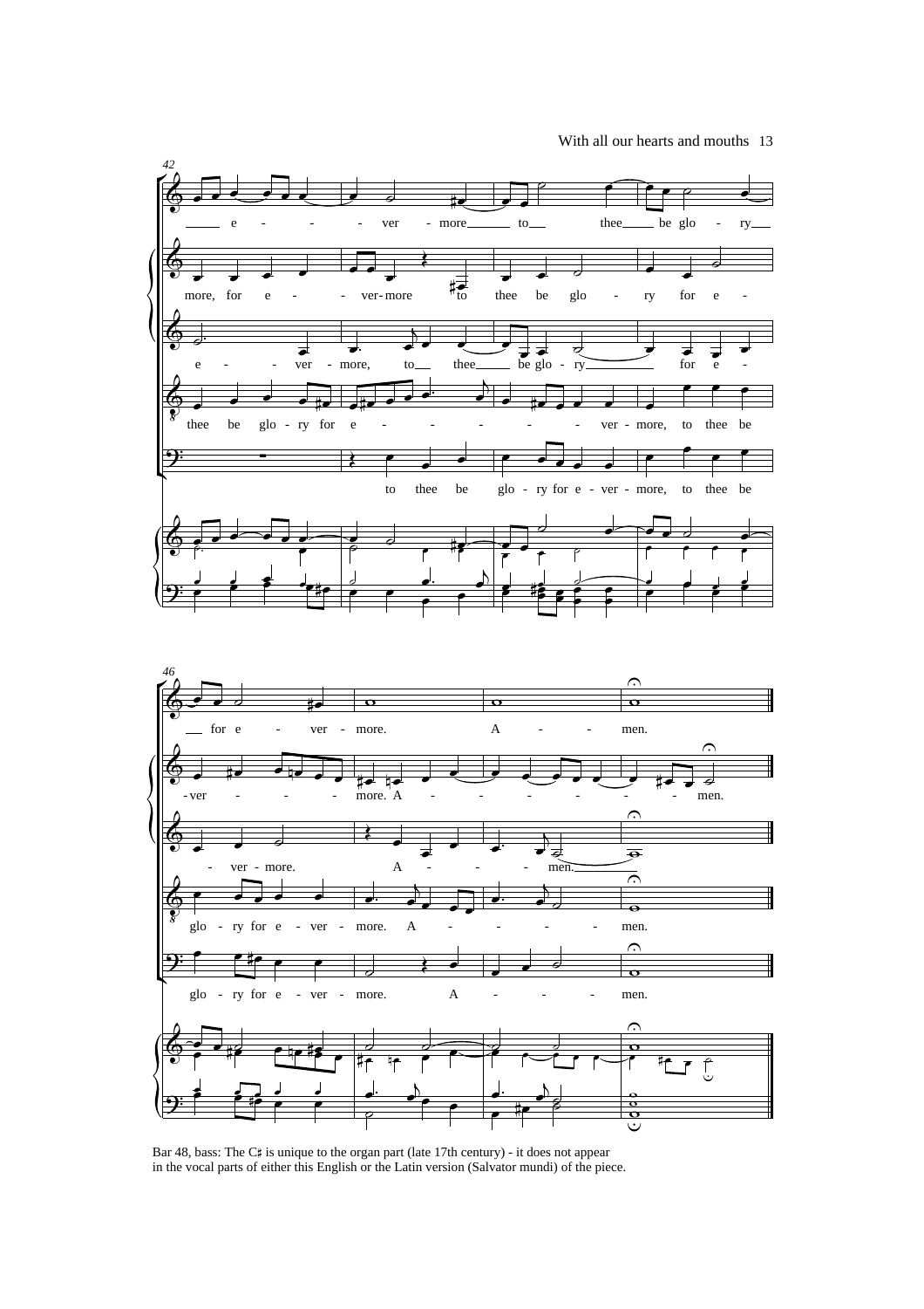Bar 48, bass: The C♯ is unique to the organ part (late 17th century) - it does not appear in the vocal parts of either this English or the Latin version (Salvator mundi) of the piece.